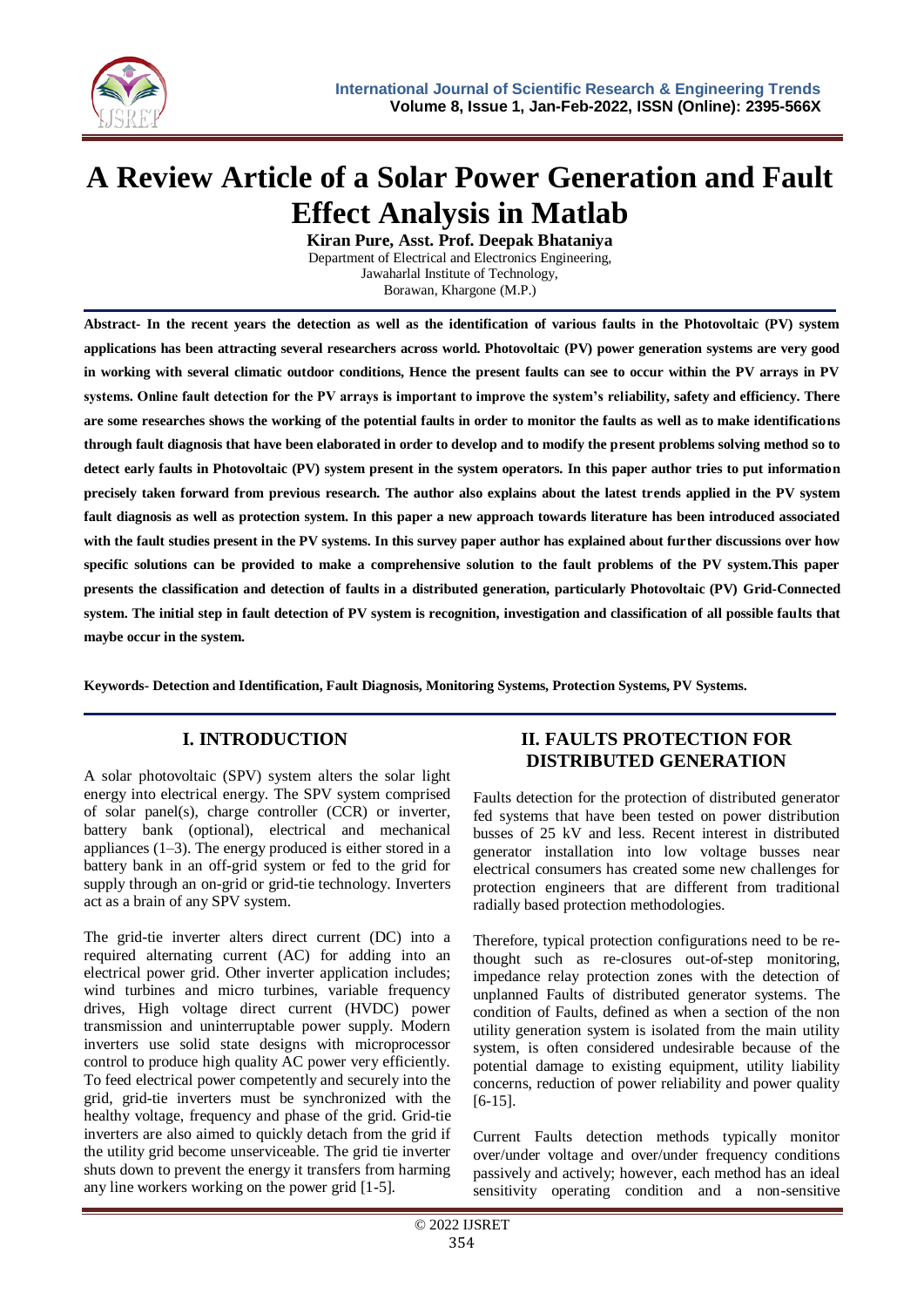# A Review Article of a Solar Power Generation and Fault Effect Analysis in Matlab

**Kiran Pure, Asst. Prof. Deepak Bhataniya**

Department of Electrical and Electronics Engineering,
Jawaharlal Institute of Technology,
Borawan, Khargone (M.P.)

**Abstract- In the recent years the detection as well as the identification of various faults in the Photovoltaic (PV) system applications has been attracting several researchers across world. Photovoltaic (PV) power generation systems are very good in working with several climatic outdoor conditions, Hence the present faults can see to occur within the PV arrays in PV systems. Online fault detection for the PV arrays is important to improve the system's reliability, safety and efficiency. There are some researches shows the working of the potential faults in order to monitor the faults as well as to make identifications through fault diagnosis that have been elaborated in order to develop and to modify the present problems solving method so to detect early faults in Photovoltaic (PV) system present in the system operators. In this paper author tries to put information precisely taken forward from previous research. The author also explains about the latest trends applied in the PV system fault diagnosis as well as protection system. In this paper a new approach towards literature has been introduced associated with the fault studies present in the PV systems. In this survey paper author has explained about further discussions over how specific solutions can be provided to make a comprehensive solution to the fault problems of the PV system.This paper presents the classification and detection of faults in a distributed generation, particularly Photovoltaic (PV) Grid-Connected system. The initial step in fault detection of PV system is recognition, investigation and classification of all possible faults that maybe occur in the system.**

**Keywords- Detection and Identification, Fault Diagnosis, Monitoring Systems, Protection Systems, PV Systems.**

## I. INTRODUCTION

A solar photovoltaic (SPV) system alters the solar light energy into electrical energy. The SPV system comprised of solar panel(s), charge controller (CCR) or inverter, battery bank (optional), electrical and mechanical appliances (1–3). The energy produced is either stored in a battery bank in an off-grid system or fed to the grid for supply through an on-grid or grid-tie technology. Inverters act as a brain of any SPV system.

The grid-tie inverter alters direct current (DC) into a required alternating current (AC) for adding into an electrical power grid. Other inverter application includes; wind turbines and micro turbines, variable frequency drives, High voltage direct current (HVDC) power transmission and uninterruptable power supply. Modern inverters use solid state designs with microprocessor control to produce high quality AC power very efficiently. To feed electrical power competently and securely into the grid, grid-tie inverters must be synchronized with the healthy voltage, frequency and phase of the grid. Grid-tie inverters are also aimed to quickly detach from the grid if the utility grid become unserviceable. The grid tie inverter shuts down to prevent the energy it transfers from harming any line workers working on the power grid [1-5].

## II. FAULTS PROTECTION FOR DISTRIBUTED GENERATION

Faults detection for the protection of distributed generator fed systems that have been tested on power distribution busses of 25 kV and less. Recent interest in distributed generator installation into low voltage busses near electrical consumers has created some new challenges for protection engineers that are different from traditional radially based protection methodologies.

Therefore, typical protection configurations need to be re-thought such as re-closures out-of-step monitoring, impedance relay protection zones with the detection of unplanned Faults of distributed generator systems. The condition of Faults, defined as when a section of the non utility generation system is isolated from the main utility system, is often considered undesirable because of the potential damage to existing equipment, utility liability concerns, reduction of power reliability and power quality [6-15].

Current Faults detection methods typically monitor over/under voltage and over/under frequency conditions passively and actively; however, each method has an ideal sensitivity operating condition and a non-sensitive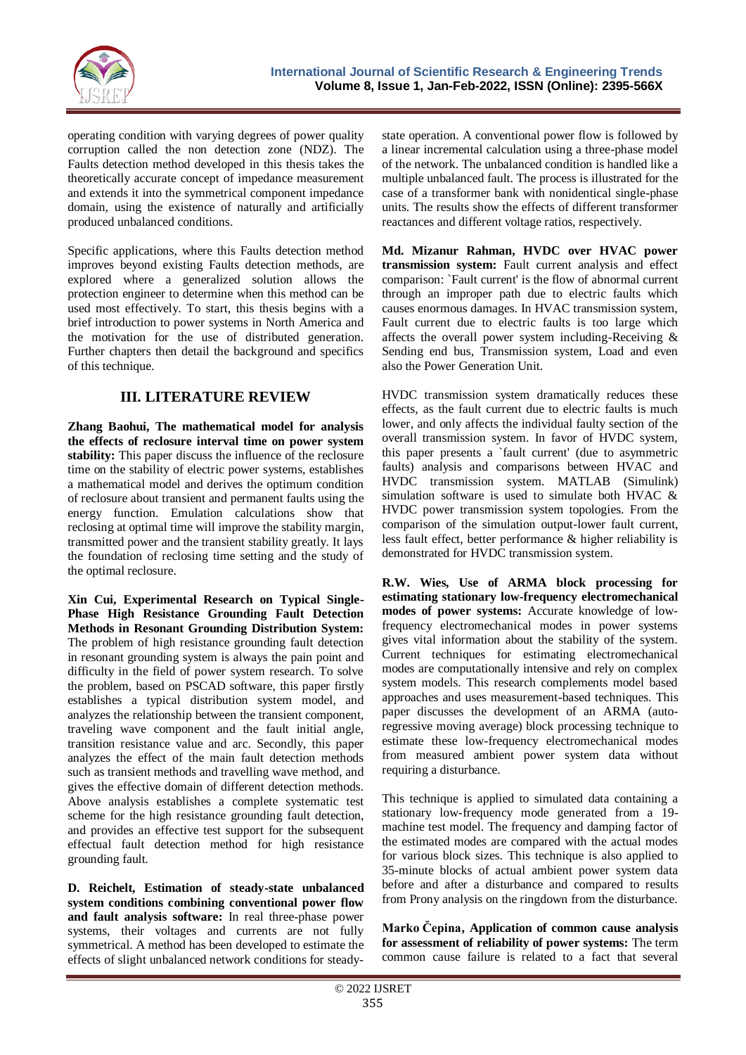operating condition with varying degrees of power quality corruption called the non detection zone (NDZ). The Faults detection method developed in this thesis takes the theoretically accurate concept of impedance measurement and extends it into the symmetrical component impedance domain, using the existence of naturally and artificially produced unbalanced conditions.

Specific applications, where this Faults detection method improves beyond existing Faults detection methods, are explored where a generalized solution allows the protection engineer to determine when this method can be used most effectively. To start, this thesis begins with a brief introduction to power systems in North America and the motivation for the use of distributed generation. Further chapters then detail the background and specifics of this technique.

## III. LITERATURE REVIEW

**Zhang Baohui, The mathematical model for analysis the effects of reclosure interval time on power system stability:** This paper discuss the influence of the reclosure time on the stability of electric power systems, establishes a mathematical model and derives the optimum condition of reclosure about transient and permanent faults using the energy function. Emulation calculations show that reclosing at optimal time will improve the stability margin, transmitted power and the transient stability greatly. It lays the foundation of reclosing time setting and the study of the optimal reclosure.

**Xin Cui, Experimental Research on Typical Single-Phase High Resistance Grounding Fault Detection Methods in Resonant Grounding Distribution System:** The problem of high resistance grounding fault detection in resonant grounding system is always the pain point and difficulty in the field of power system research. To solve the problem, based on PSCAD software, this paper firstly establishes a typical distribution system model, and analyzes the relationship between the transient component, traveling wave component and the fault initial angle, transition resistance value and arc. Secondly, this paper analyzes the effect of the main fault detection methods such as transient methods and travelling wave method, and gives the effective domain of different detection methods. Above analysis establishes a complete systematic test scheme for the high resistance grounding fault detection, and provides an effective test support for the subsequent effectual fault detection method for high resistance grounding fault.

**D. Reichelt, Estimation of steady-state unbalanced system conditions combining conventional power flow and fault analysis software:** In real three-phase power systems, their voltages and currents are not fully symmetrical. A method has been developed to estimate the effects of slight unbalanced network conditions for steady-state operation. A conventional power flow is followed by a linear incremental calculation using a three-phase model of the network. The unbalanced condition is handled like a multiple unbalanced fault. The process is illustrated for the case of a transformer bank with nonidentical single-phase units. The results show the effects of different transformer reactances and different voltage ratios, respectively.

**Md. Mizanur Rahman, HVDC over HVAC power transmission system:** Fault current analysis and effect comparison: `Fault current' is the flow of abnormal current through an improper path due to electric faults which causes enormous damages. In HVAC transmission system, Fault current due to electric faults is too large which affects the overall power system including-Receiving & Sending end bus, Transmission system, Load and even also the Power Generation Unit.

HVDC transmission system dramatically reduces these effects, as the fault current due to electric faults is much lower, and only affects the individual faulty section of the overall transmission system. In favor of HVDC system, this paper presents a `fault current' (due to asymmetric faults) analysis and comparisons between HVAC and HVDC transmission system. MATLAB (Simulink) simulation software is used to simulate both HVAC & HVDC power transmission system topologies. From the comparison of the simulation output-lower fault current, less fault effect, better performance & higher reliability is demonstrated for HVDC transmission system.

**R.W. Wies, Use of ARMA block processing for estimating stationary low-frequency electromechanical modes of power systems:** Accurate knowledge of low-frequency electromechanical modes in power systems gives vital information about the stability of the system. Current techniques for estimating electromechanical modes are computationally intensive and rely on complex system models. This research complements model based approaches and uses measurement-based techniques. This paper discusses the development of an ARMA (auto-regressive moving average) block processing technique to estimate these low-frequency electromechanical modes from measured ambient power system data without requiring a disturbance.

This technique is applied to simulated data containing a stationary low-frequency mode generated from a 19-machine test model. The frequency and damping factor of the estimated modes are compared with the actual modes for various block sizes. This technique is also applied to 35-minute blocks of actual ambient power system data before and after a disturbance and compared to results from Prony analysis on the ringdown from the disturbance.

**Marko Čepina, Application of common cause analysis for assessment of reliability of power systems:** The term common cause failure is related to a fact that several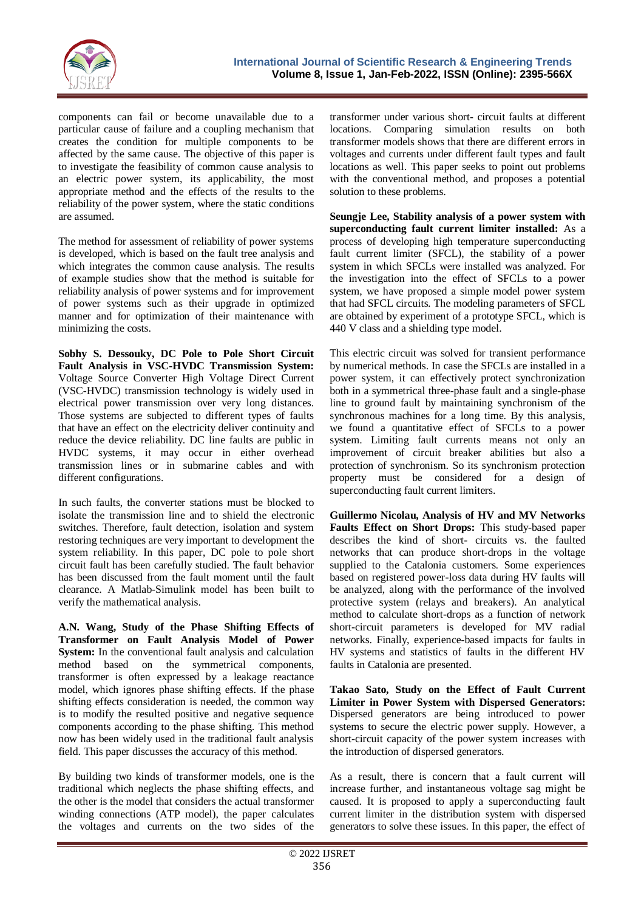components can fail or become unavailable due to a particular cause of failure and a coupling mechanism that creates the condition for multiple components to be affected by the same cause. The objective of this paper is to investigate the feasibility of common cause analysis to an electric power system, its applicability, the most appropriate method and the effects of the results to the reliability of the power system, where the static conditions are assumed.

The method for assessment of reliability of power systems is developed, which is based on the fault tree analysis and which integrates the common cause analysis. The results of example studies show that the method is suitable for reliability analysis of power systems and for improvement of power systems such as their upgrade in optimized manner and for optimization of their maintenance with minimizing the costs.

**Sobhy S. Dessouky, DC Pole to Pole Short Circuit Fault Analysis in VSC-HVDC Transmission System:** Voltage Source Converter High Voltage Direct Current (VSC-HVDC) transmission technology is widely used in electrical power transmission over very long distances. Those systems are subjected to different types of faults that have an effect on the electricity deliver continuity and reduce the device reliability. DC line faults are public in HVDC systems, it may occur in either overhead transmission lines or in submarine cables and with different configurations.

In such faults, the converter stations must be blocked to isolate the transmission line and to shield the electronic switches. Therefore, fault detection, isolation and system restoring techniques are very important to development the system reliability. In this paper, DC pole to pole short circuit fault has been carefully studied. The fault behavior has been discussed from the fault moment until the fault clearance. A Matlab-Simulink model has been built to verify the mathematical analysis.

**A.N. Wang, Study of the Phase Shifting Effects of Transformer on Fault Analysis Model of Power System:** In the conventional fault analysis and calculation method based on the symmetrical components, transformer is often expressed by a leakage reactance model, which ignores phase shifting effects. If the phase shifting effects consideration is needed, the common way is to modify the resulted positive and negative sequence components according to the phase shifting. This method now has been widely used in the traditional fault analysis field. This paper discusses the accuracy of this method.

By building two kinds of transformer models, one is the traditional which neglects the phase shifting effects, and the other is the model that considers the actual transformer winding connections (ATP model), the paper calculates the voltages and currents on the two sides of the transformer under various short- circuit faults at different locations. Comparing simulation results on both transformer models shows that there are different errors in voltages and currents under different fault types and fault locations as well. This paper seeks to point out problems with the conventional method, and proposes a potential solution to these problems.

**Seungje Lee, Stability analysis of a power system with superconducting fault current limiter installed:** As a process of developing high temperature superconducting fault current limiter (SFCL), the stability of a power system in which SFCLs were installed was analyzed. For the investigation into the effect of SFCLs to a power system, we have proposed a simple model power system that had SFCL circuits. The modeling parameters of SFCL are obtained by experiment of a prototype SFCL, which is 440 V class and a shielding type model.

This electric circuit was solved for transient performance by numerical methods. In case the SFCLs are installed in a power system, it can effectively protect synchronization both in a symmetrical three-phase fault and a single-phase line to ground fault by maintaining synchronism of the synchronous machines for a long time. By this analysis, we found a quantitative effect of SFCLs to a power system. Limiting fault currents means not only an improvement of circuit breaker abilities but also a protection of synchronism. So its synchronism protection property must be considered for a design of superconducting fault current limiters.

**Guillermo Nicolau, Analysis of HV and MV Networks Faults Effect on Short Drops:** This study-based paper describes the kind of short- circuits vs. the faulted networks that can produce short-drops in the voltage supplied to the Catalonia customers. Some experiences based on registered power-loss data during HV faults will be analyzed, along with the performance of the involved protective system (relays and breakers). An analytical method to calculate short-drops as a function of network short-circuit parameters is developed for MV radial networks. Finally, experience-based impacts for faults in HV systems and statistics of faults in the different HV faults in Catalonia are presented.

**Takao Sato, Study on the Effect of Fault Current Limiter in Power System with Dispersed Generators:** Dispersed generators are being introduced to power systems to secure the electric power supply. However, a short-circuit capacity of the power system increases with the introduction of dispersed generators.

As a result, there is concern that a fault current will increase further, and instantaneous voltage sag might be caused. It is proposed to apply a superconducting fault current limiter in the distribution system with dispersed generators to solve these issues. In this paper, the effect of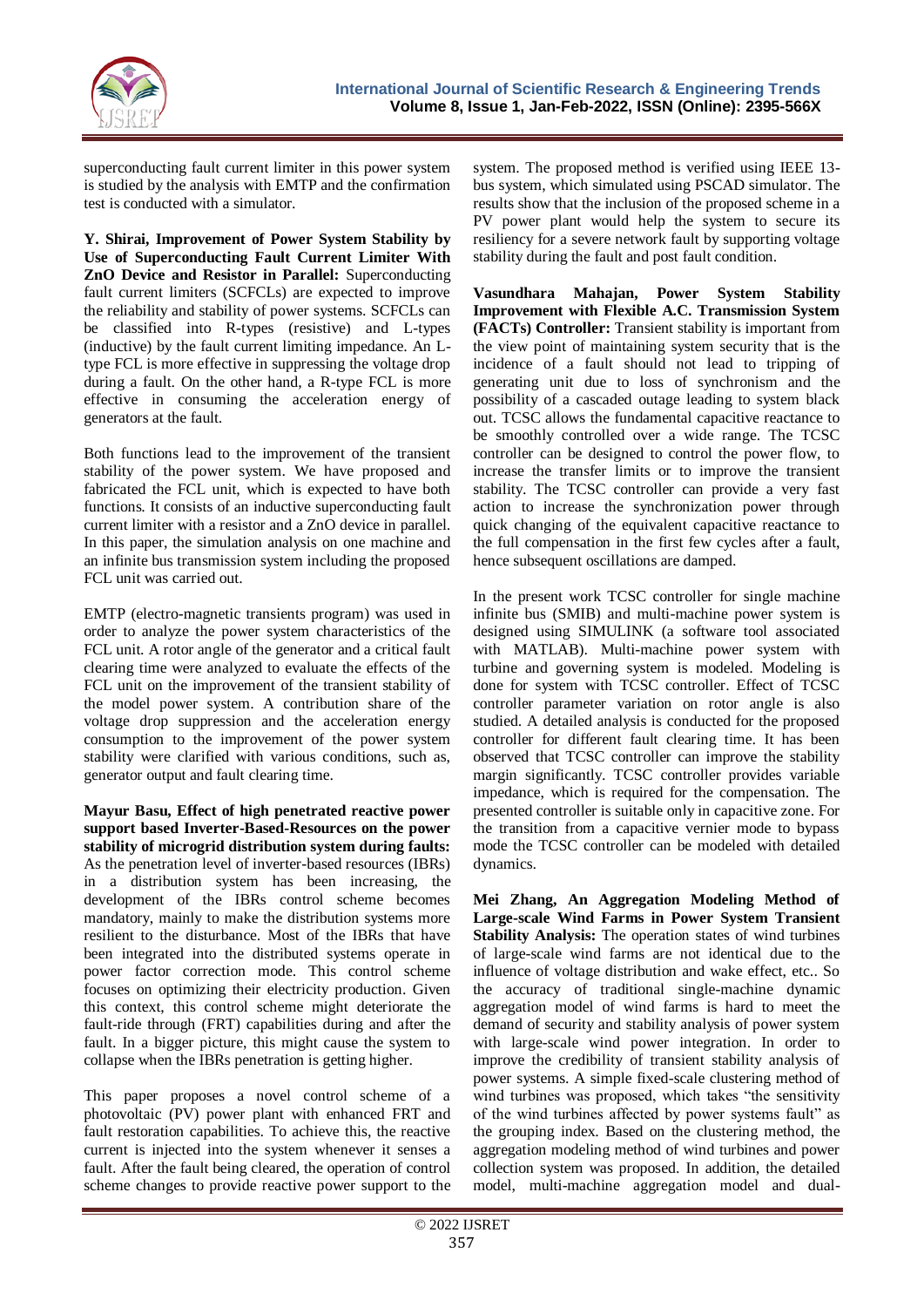superconducting fault current limiter in this power system is studied by the analysis with EMTP and the confirmation test is conducted with a simulator.

**Y. Shirai, Improvement of Power System Stability by Use of Superconducting Fault Current Limiter With ZnO Device and Resistor in Parallel:** Superconducting fault current limiters (SCFCLs) are expected to improve the reliability and stability of power systems. SCFCLs can be classified into R-types (resistive) and L-types (inductive) by the fault current limiting impedance. An L-type FCL is more effective in suppressing the voltage drop during a fault. On the other hand, a R-type FCL is more effective in consuming the acceleration energy of generators at the fault.

Both functions lead to the improvement of the transient stability of the power system. We have proposed and fabricated the FCL unit, which is expected to have both functions. It consists of an inductive superconducting fault current limiter with a resistor and a ZnO device in parallel. In this paper, the simulation analysis on one machine and an infinite bus transmission system including the proposed FCL unit was carried out.

EMTP (electro-magnetic transients program) was used in order to analyze the power system characteristics of the FCL unit. A rotor angle of the generator and a critical fault clearing time were analyzed to evaluate the effects of the FCL unit on the improvement of the transient stability of the model power system. A contribution share of the voltage drop suppression and the acceleration energy consumption to the improvement of the power system stability were clarified with various conditions, such as, generator output and fault clearing time.

**Mayur Basu, Effect of high penetrated reactive power support based Inverter-Based-Resources on the power stability of microgrid distribution system during faults:** As the penetration level of inverter-based resources (IBRs) in a distribution system has been increasing, the development of the IBRs control scheme becomes mandatory, mainly to make the distribution systems more resilient to the disturbance. Most of the IBRs that have been integrated into the distributed systems operate in power factor correction mode. This control scheme focuses on optimizing their electricity production. Given this context, this control scheme might deteriorate the fault-ride through (FRT) capabilities during and after the fault. In a bigger picture, this might cause the system to collapse when the IBRs penetration is getting higher.

This paper proposes a novel control scheme of a photovoltaic (PV) power plant with enhanced FRT and fault restoration capabilities. To achieve this, the reactive current is injected into the system whenever it senses a fault. After the fault being cleared, the operation of control scheme changes to provide reactive power support to the system. The proposed method is verified using IEEE 13-bus system, which simulated using PSCAD simulator. The results show that the inclusion of the proposed scheme in a PV power plant would help the system to secure its resiliency for a severe network fault by supporting voltage stability during the fault and post fault condition.

**Vasundhara Mahajan, Power System Stability Improvement with Flexible A.C. Transmission System (FACTs) Controller:** Transient stability is important from the view point of maintaining system security that is the incidence of a fault should not lead to tripping of generating unit due to loss of synchronism and the possibility of a cascaded outage leading to system black out. TCSC allows the fundamental capacitive reactance to be smoothly controlled over a wide range. The TCSC controller can be designed to control the power flow, to increase the transfer limits or to improve the transient stability. The TCSC controller can provide a very fast action to increase the synchronization power through quick changing of the equivalent capacitive reactance to the full compensation in the first few cycles after a fault, hence subsequent oscillations are damped.

In the present work TCSC controller for single machine infinite bus (SMIB) and multi-machine power system is designed using SIMULINK (a software tool associated with MATLAB). Multi-machine power system with turbine and governing system is modeled. Modeling is done for system with TCSC controller. Effect of TCSC controller parameter variation on rotor angle is also studied. A detailed analysis is conducted for the proposed controller for different fault clearing time. It has been observed that TCSC controller can improve the stability margin significantly. TCSC controller provides variable impedance, which is required for the compensation. The presented controller is suitable only in capacitive zone. For the transition from a capacitive vernier mode to bypass mode the TCSC controller can be modeled with detailed dynamics.

**Mei Zhang, An Aggregation Modeling Method of Large-scale Wind Farms in Power System Transient Stability Analysis:** The operation states of wind turbines of large-scale wind farms are not identical due to the influence of voltage distribution and wake effect, etc.. So the accuracy of traditional single-machine dynamic aggregation model of wind farms is hard to meet the demand of security and stability analysis of power system with large-scale wind power integration. In order to improve the credibility of transient stability analysis of power systems. A simple fixed-scale clustering method of wind turbines was proposed, which takes "the sensitivity of the wind turbines affected by power systems fault" as the grouping index. Based on the clustering method, the aggregation modeling method of wind turbines and power collection system was proposed. In addition, the detailed model, multi-machine aggregation model and dual-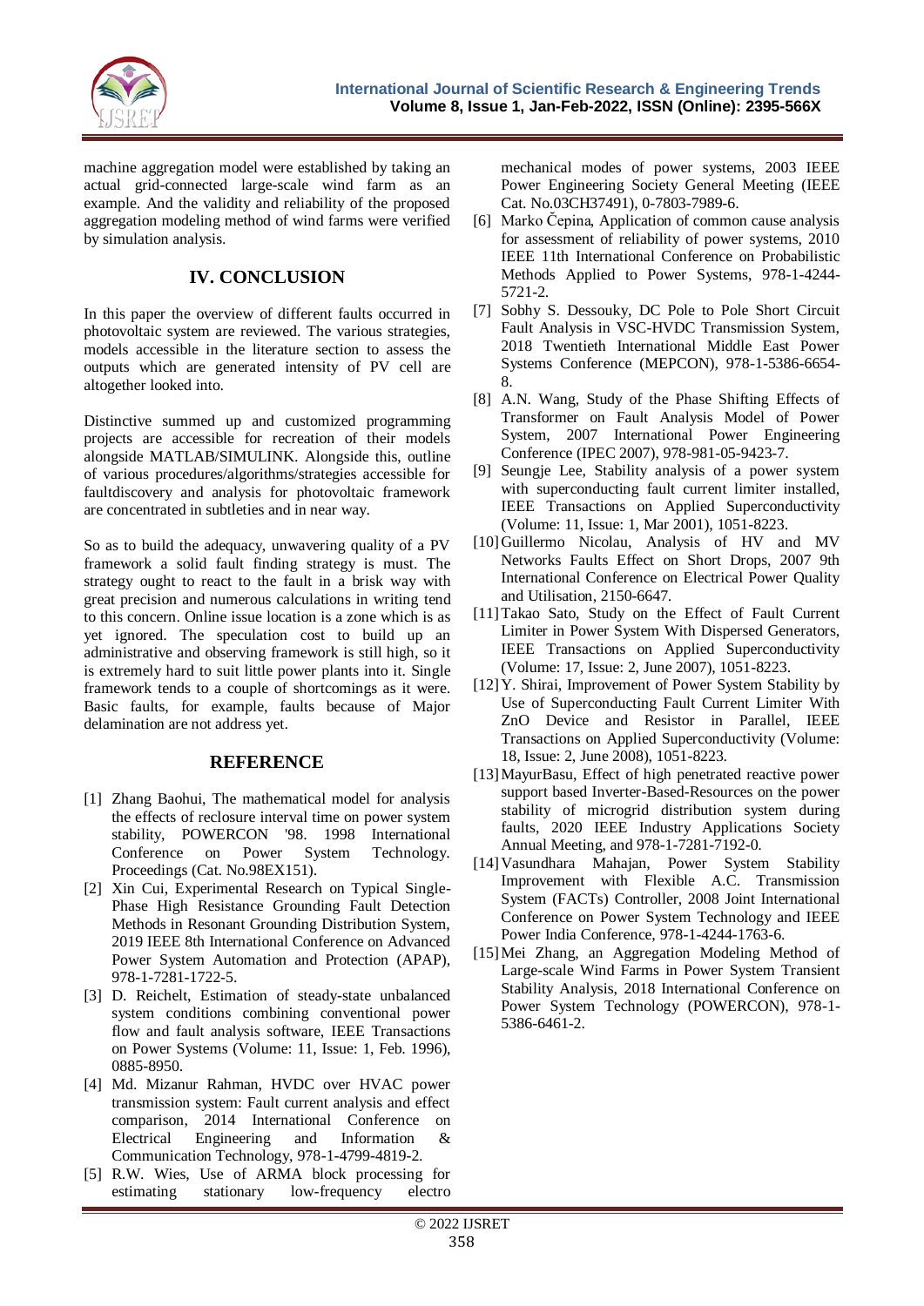machine aggregation model were established by taking an actual grid-connected large-scale wind farm as an example. And the validity and reliability of the proposed aggregation modeling method of wind farms were verified by simulation analysis.

## IV. CONCLUSION

In this paper the overview of different faults occurred in photovoltaic system are reviewed. The various strategies, models accessible in the literature section to assess the outputs which are generated intensity of PV cell are altogether looked into.

Distinctive summed up and customized programming projects are accessible for recreation of their models alongside MATLAB/SIMULINK. Alongside this, outline of various procedures/algorithms/strategies accessible for faultdiscovery and analysis for photovoltaic framework are concentrated in subtleties and in near way.

So as to build the adequacy, unwavering quality of a PV framework a solid fault finding strategy is must. The strategy ought to react to the fault in a brisk way with great precision and numerous calculations in writing tend to this concern. Online issue location is a zone which is as yet ignored. The speculation cost to build up an administrative and observing framework is still high, so it is extremely hard to suit little power plants into it. Single framework tends to a couple of shortcomings as it were. Basic faults, for example, faults because of Major delamination are not address yet.

## REFERENCE

[1] Zhang Baohui, The mathematical model for analysis the effects of reclosure interval time on power system stability, POWERCON '98. 1998 International Conference on Power System Technology. Proceedings (Cat. No.98EX151).

[2] Xin Cui, Experimental Research on Typical Single-Phase High Resistance Grounding Fault Detection Methods in Resonant Grounding Distribution System, 2019 IEEE 8th International Conference on Advanced Power System Automation and Protection (APAP), 978-1-7281-1722-5.

[3] D. Reichelt, Estimation of steady-state unbalanced system conditions combining conventional power flow and fault analysis software, IEEE Transactions on Power Systems (Volume: 11, Issue: 1, Feb. 1996), 0885-8950.

[4] Md. Mizanur Rahman, HVDC over HVAC power transmission system: Fault current analysis and effect comparison, 2014 International Conference on Electrical Engineering and Information & Communication Technology, 978-1-4799-4819-2.

[5] R.W. Wies, Use of ARMA block processing for estimating stationary low-frequency electro mechanical modes of power systems, 2003 IEEE Power Engineering Society General Meeting (IEEE Cat. No.03CH37491), 0-7803-7989-6.

[6] Marko Čepina, Application of common cause analysis for assessment of reliability of power systems, 2010 IEEE 11th International Conference on Probabilistic Methods Applied to Power Systems, 978-1-4244-5721-2.

[7] Sobhy S. Dessouky, DC Pole to Pole Short Circuit Fault Analysis in VSC-HVDC Transmission System, 2018 Twentieth International Middle East Power Systems Conference (MEPCON), 978-1-5386-6654-8.

[8] A.N. Wang, Study of the Phase Shifting Effects of Transformer on Fault Analysis Model of Power System, 2007 International Power Engineering Conference (IPEC 2007), 978-981-05-9423-7.

[9] Seungje Lee, Stability analysis of a power system with superconducting fault current limiter installed, IEEE Transactions on Applied Superconductivity (Volume: 11, Issue: 1, Mar 2001), 1051-8223.

[10] Guillermo Nicolau, Analysis of HV and MV Networks Faults Effect on Short Drops, 2007 9th International Conference on Electrical Power Quality and Utilisation, 2150-6647.

[11] Takao Sato, Study on the Effect of Fault Current Limiter in Power System With Dispersed Generators, IEEE Transactions on Applied Superconductivity (Volume: 17, Issue: 2, June 2007), 1051-8223.

[12] Y. Shirai, Improvement of Power System Stability by Use of Superconducting Fault Current Limiter With ZnO Device and Resistor in Parallel, IEEE Transactions on Applied Superconductivity (Volume: 18, Issue: 2, June 2008), 1051-8223.

[13] MayurBasu, Effect of high penetrated reactive power support based Inverter-Based-Resources on the power stability of microgrid distribution system during faults, 2020 IEEE Industry Applications Society Annual Meeting, and 978-1-7281-7192-0.

[14] Vasundhara Mahajan, Power System Stability Improvement with Flexible A.C. Transmission System (FACTs) Controller, 2008 Joint International Conference on Power System Technology and IEEE Power India Conference, 978-1-4244-1763-6.

[15] Mei Zhang, an Aggregation Modeling Method of Large-scale Wind Farms in Power System Transient Stability Analysis, 2018 International Conference on Power System Technology (POWERCON), 978-1-5386-6461-2.